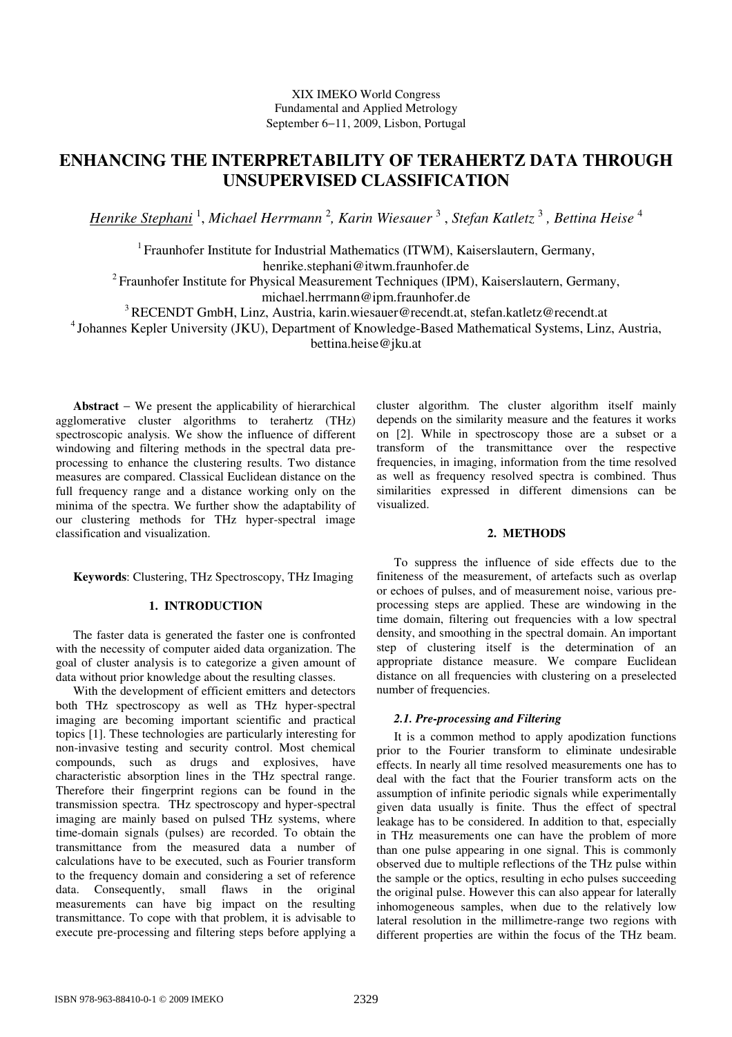XIX IMEKO World Congress
Fundamental and Applied Metrology
September 6−11, 2009, Lisbon, Portugal

# ENHANCING THE INTERPRETABILITY OF TERAHERTZ DATA THROUGH UNSUPERVISED CLASSIFICATION

*Henrike Stephani* [1], *Michael Herrmann* [2], *Karin Wiesauer* [3], *Stefan Katletz* [3], *Bettina Heise* [4]

[1] Fraunhofer Institute for Industrial Mathematics (ITWM), Kaiserslautern, Germany, henrike.stephani@itwm.fraunhofer.de
[2] Fraunhofer Institute for Physical Measurement Techniques (IPM), Kaiserslautern, Germany, michael.herrmann@ipm.fraunhofer.de
[3] RECENDT GmbH, Linz, Austria, karin.wiesauer@recendt.at, stefan.katletz@recendt.at
[4] Johannes Kepler University (JKU), Department of Knowledge-Based Mathematical Systems, Linz, Austria, bettina.heise@jku.at

**Abstract** − We present the applicability of hierarchical agglomerative cluster algorithms to terahertz (THz) spectroscopic analysis. We show the influence of different windowing and filtering methods in the spectral data pre-processing to enhance the clustering results. Two distance measures are compared. Classical Euclidean distance on the full frequency range and a distance working only on the minima of the spectra. We further show the adaptability of our clustering methods for THz hyper-spectral image classification and visualization.

**Keywords**: Clustering, THz Spectroscopy, THz Imaging

## 1. INTRODUCTION

The faster data is generated the faster one is confronted with the necessity of computer aided data organization. The goal of cluster analysis is to categorize a given amount of data without prior knowledge about the resulting classes.

With the development of efficient emitters and detectors both THz spectroscopy as well as THz hyper-spectral imaging are becoming important scientific and practical topics [1]. These technologies are particularly interesting for non-invasive testing and security control. Most chemical compounds, such as drugs and explosives, have characteristic absorption lines in the THz spectral range. Therefore their fingerprint regions can be found in the transmission spectra. THz spectroscopy and hyper-spectral imaging are mainly based on pulsed THz systems, where time-domain signals (pulses) are recorded. To obtain the transmittance from the measured data a number of calculations have to be executed, such as Fourier transform to the frequency domain and considering a set of reference data. Consequently, small flaws in the original measurements can have big impact on the resulting transmittance. To cope with that problem, it is advisable to execute pre-processing and filtering steps before applying a cluster algorithm. The cluster algorithm itself mainly depends on the similarity measure and the features it works on [2]. While in spectroscopy those are a subset or a transform of the transmittance over the respective frequencies, in imaging, information from the time resolved as well as frequency resolved spectra is combined. Thus similarities expressed in different dimensions can be visualized.

## 2. METHODS

To suppress the influence of side effects due to the finiteness of the measurement, of artefacts such as overlap or echoes of pulses, and of measurement noise, various pre-processing steps are applied. These are windowing in the time domain, filtering out frequencies with a low spectral density, and smoothing in the spectral domain. An important step of clustering itself is the determination of an appropriate distance measure. We compare Euclidean distance on all frequencies with clustering on a preselected number of frequencies.

### *2.1. Pre-processing and Filtering*

It is a common method to apply apodization functions prior to the Fourier transform to eliminate undesirable effects. In nearly all time resolved measurements one has to deal with the fact that the Fourier transform acts on the assumption of infinite periodic signals while experimentally given data usually is finite. Thus the effect of spectral leakage has to be considered. In addition to that, especially in THz measurements one can have the problem of more than one pulse appearing in one signal. This is commonly observed due to multiple reflections of the THz pulse within the sample or the optics, resulting in echo pulses succeeding the original pulse. However this can also appear for laterally inhomogeneous samples, when due to the relatively low lateral resolution in the millimetre-range two regions with different properties are within the focus of the THz beam.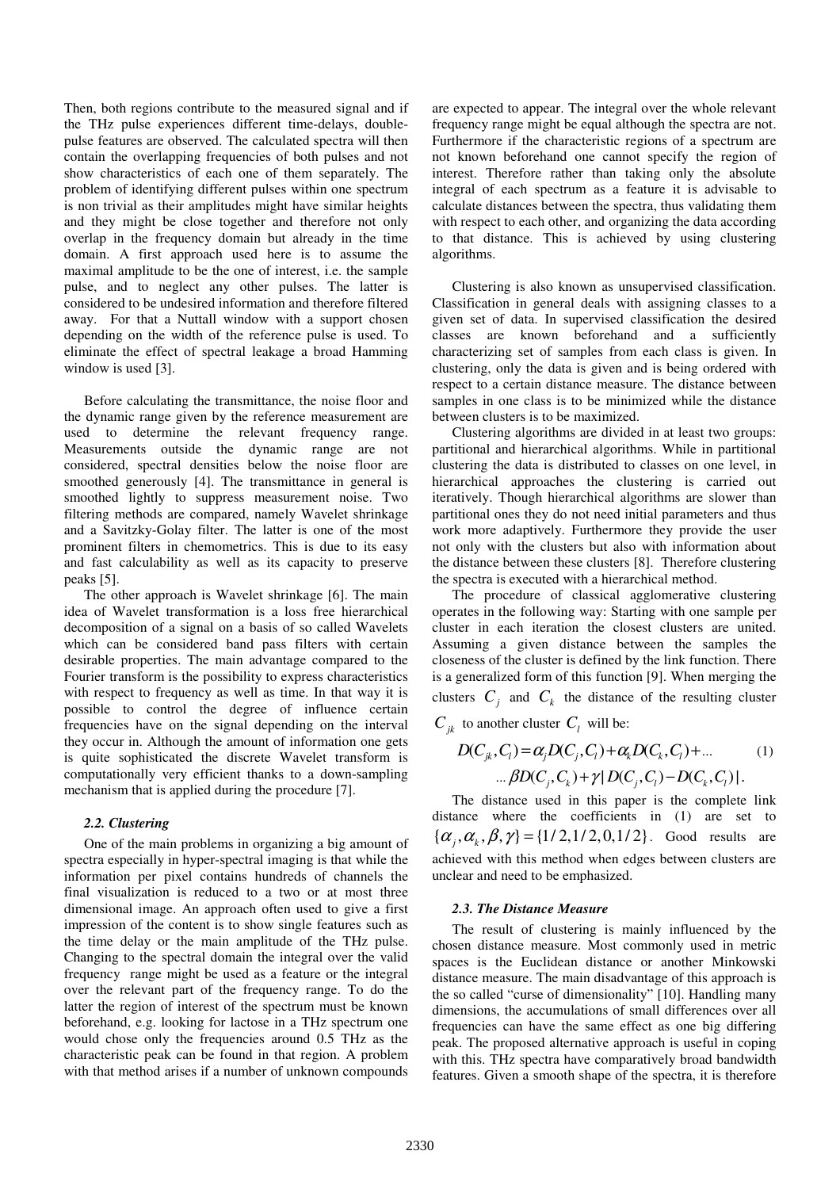Then, both regions contribute to the measured signal and if the THz pulse experiences different time-delays, double-pulse features are observed. The calculated spectra will then contain the overlapping frequencies of both pulses and not show characteristics of each one of them separately. The problem of identifying different pulses within one spectrum is non trivial as their amplitudes might have similar heights and they might be close together and therefore not only overlap in the frequency domain but already in the time domain. A first approach used here is to assume the maximal amplitude to be the one of interest, i.e. the sample pulse, and to neglect any other pulses. The latter is considered to be undesired information and therefore filtered away. For that a Nuttall window with a support chosen depending on the width of the reference pulse is used. To eliminate the effect of spectral leakage a broad Hamming window is used [3].

Before calculating the transmittance, the noise floor and the dynamic range given by the reference measurement are used to determine the relevant frequency range. Measurements outside the dynamic range are not considered, spectral densities below the noise floor are smoothed generously [4]. The transmittance in general is smoothed lightly to suppress measurement noise. Two filtering methods are compared, namely Wavelet shrinkage and a Savitzky-Golay filter. The latter is one of the most prominent filters in chemometrics. This is due to its easy and fast calculability as well as its capacity to preserve peaks [5].

The other approach is Wavelet shrinkage [6]. The main idea of Wavelet transformation is a loss free hierarchical decomposition of a signal on a basis of so called Wavelets which can be considered band pass filters with certain desirable properties. The main advantage compared to the Fourier transform is the possibility to express characteristics with respect to frequency as well as time. In that way it is possible to control the degree of influence certain frequencies have on the signal depending on the interval they occur in. Although the amount of information one gets is quite sophisticated the discrete Wavelet transform is computationally very efficient thanks to a down-sampling mechanism that is applied during the procedure [7].

### *2.2. Clustering*

One of the main problems in organizing a big amount of spectra especially in hyper-spectral imaging is that while the information per pixel contains hundreds of channels the final visualization is reduced to a two or at most three dimensional image. An approach often used to give a first impression of the content is to show single features such as the time delay or the main amplitude of the THz pulse. Changing to the spectral domain the integral over the valid frequency range might be used as a feature or the integral over the relevant part of the frequency range. To do the latter the region of interest of the spectrum must be known beforehand, e.g. looking for lactose in a THz spectrum one would chose only the frequencies around 0.5 THz as the characteristic peak can be found in that region. A problem with that method arises if a number of unknown compounds are expected to appear. The integral over the whole relevant frequency range might be equal although the spectra are not. Furthermore if the characteristic regions of a spectrum are not known beforehand one cannot specify the region of interest. Therefore rather than taking only the absolute integral of each spectrum as a feature it is advisable to calculate distances between the spectra, thus validating them with respect to each other, and organizing the data according to that distance. This is achieved by using clustering algorithms.

Clustering is also known as unsupervised classification. Classification in general deals with assigning classes to a given set of data. In supervised classification the desired classes are known beforehand and a sufficiently characterizing set of samples from each class is given. In clustering, only the data is given and is being ordered with respect to a certain distance measure. The distance between samples in one class is to be minimized while the distance between clusters is to be maximized.

Clustering algorithms are divided in at least two groups: partitional and hierarchical algorithms. While in partitional clustering the data is distributed to classes on one level, in hierarchical approaches the clustering is carried out iteratively. Though hierarchical algorithms are slower than partitional ones they do not need initial parameters and thus work more adaptively. Furthermore they provide the user not only with the clusters but also with information about the distance between these clusters [8]. Therefore clustering the spectra is executed with a hierarchical method.

The procedure of classical agglomerative clustering operates in the following way: Starting with one sample per cluster in each iteration the closest clusters are united. Assuming a given distance between the samples the closeness of the cluster is defined by the link function. There is a generalized form of this function [9]. When merging the clusters $C_j$ and $C_k$ the distance of the resulting cluster $C_{jk}$ to another cluster $C_l$ will be:

$$D(C_{jk}, C_l) = \alpha_j D(C_j, C_l) + \alpha_k D(C_k, C_l) + \ldots \\ \ldots \beta D(C_j, C_k) + \gamma | D(C_j, C_l) - D(C_k, C_l) | . \quad (1)$$

The distance used in this paper is the complete link distance where the coefficients in (1) are set to $\{\alpha_j, \alpha_k, \beta, \gamma\} = \{1/2, 1/2, 0, 1/2\}$. Good results are achieved with this method when edges between clusters are unclear and need to be emphasized.

### *2.3. The Distance Measure*

The result of clustering is mainly influenced by the chosen distance measure. Most commonly used in metric spaces is the Euclidean distance or another Minkowski distance measure. The main disadvantage of this approach is the so called "curse of dimensionality" [10]. Handling many dimensions, the accumulations of small differences over all frequencies can have the same effect as one big differing peak. The proposed alternative approach is useful in coping with this. THz spectra have comparatively broad bandwidth features. Given a smooth shape of the spectra, it is therefore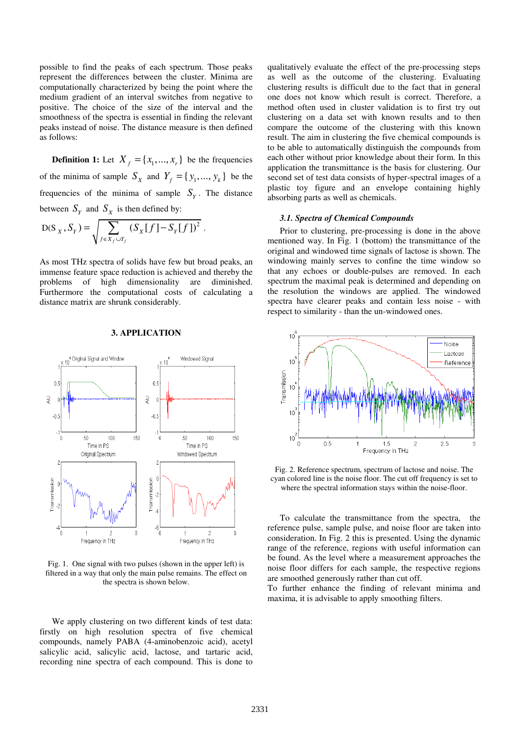possible to find the peaks of each spectrum. Those peaks represent the differences between the cluster. Minima are computationally characterized by being the point where the medium gradient of an interval switches from negative to positive. The choice of the size of the interval and the smoothness of the spectra is essential in finding the relevant peaks instead of noise. The distance measure is then defined as follows:

**Definition 1:** Let $X_f = \{x_1, ..., x_r\}$ be the frequencies of the minima of sample $S_X$ and $Y_f = \{y_1, ..., y_k\}$ be the frequencies of the minima of sample $S_Y$. The distance between $S_Y$ and $S_X$ is then defined by:

$$D(S_X, S_Y) = \sqrt{\sum_{f \in X_f \cup Y_f} (S_X[f] - S_Y[f])^2} .$$

As most THz spectra of solids have few but broad peaks, an immense feature space reduction is achieved and thereby the problems of high dimensionality are diminished. Furthermore the computational costs of calculating a distance matrix are shrunk considerably.

## 3. APPLICATION

Fig. 1. One signal with two pulses (shown in the upper left) is filtered in a way that only the main pulse remains. The effect on the spectra is shown below.

We apply clustering on two different kinds of test data: firstly on high resolution spectra of five chemical compounds, namely PABA (4-aminobenzoic acid), acetyl salicylic acid, salicylic acid, lactose, and tartaric acid, recording nine spectra of each compound. This is done to qualitatively evaluate the effect of the pre-processing steps as well as the outcome of the clustering. Evaluating clustering results is difficult due to the fact that in general one does not know which result is correct. Therefore, a method often used in cluster validation is to first try out clustering on a data set with known results and to then compare the outcome of the clustering with this known result. The aim in clustering the five chemical compounds is to be able to automatically distinguish the compounds from each other without prior knowledge about their form. In this application the transmittance is the basis for clustering. Our second set of test data consists of hyper-spectral images of a plastic toy figure and an envelope containing highly absorbing parts as well as chemicals.

### *3.1. Spectra of Chemical Compounds*

Prior to clustering, pre-processing is done in the above mentioned way. In Fig. 1 (bottom) the transmittance of the original and windowed time signals of lactose is shown. The windowing mainly serves to confine the time window so that any echoes or double-pulses are removed. In each spectrum the maximal peak is determined and depending on the resolution the windows are applied. The windowed spectra have clearer peaks and contain less noise - with respect to similarity - than the un-windowed ones.

Fig. 2. Reference spectrum, spectrum of lactose and noise. The cyan colored line is the noise floor. The cut off frequency is set to where the spectral information stays within the noise-floor.

To calculate the transmittance from the spectra, the reference pulse, sample pulse, and noise floor are taken into consideration. In Fig. 2 this is presented. Using the dynamic range of the reference, regions with useful information can be found. As the level where a measurement approaches the noise floor differs for each sample, the respective regions are smoothed generously rather than cut off.
To further enhance the finding of relevant minima and maxima, it is advisable to apply smoothing filters.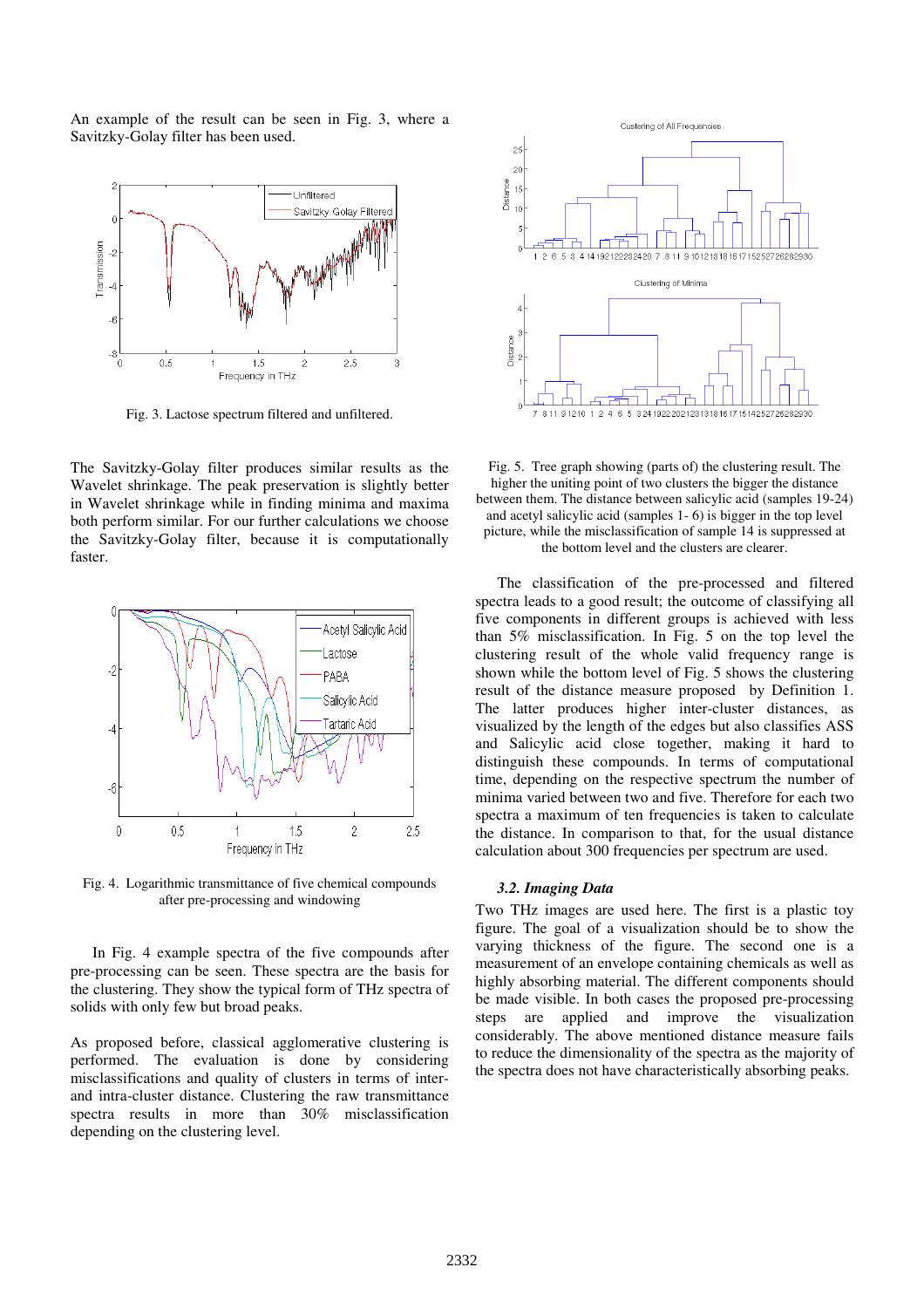An example of the result can be seen in Fig. 3, where a Savitzky-Golay filter has been used.

Fig. 3. Lactose spectrum filtered and unfiltered.

The Savitzky-Golay filter produces similar results as the Wavelet shrinkage. The peak preservation is slightly better in Wavelet shrinkage while in finding minima and maxima both perform similar. For our further calculations we choose the Savitzky-Golay filter, because it is computationally faster.

Fig. 4. Logarithmic transmittance of five chemical compounds after pre-processing and windowing

In Fig. 4 example spectra of the five compounds after pre-processing can be seen. These spectra are the basis for the clustering. They show the typical form of THz spectra of solids with only few but broad peaks.

As proposed before, classical agglomerative clustering is performed. The evaluation is done by considering misclassifications and quality of clusters in terms of inter- and intra-cluster distance. Clustering the raw transmittance spectra results in more than 30% misclassification depending on the clustering level.

Fig. 5. Tree graph showing (parts of) the clustering result. The higher the uniting point of two clusters the bigger the distance between them. The distance between salicylic acid (samples 19-24) and acetyl salicylic acid (samples 1- 6) is bigger in the top level picture, while the misclassification of sample 14 is suppressed at the bottom level and the clusters are clearer.

The classification of the pre-processed and filtered spectra leads to a good result; the outcome of classifying all five components in different groups is achieved with less than 5% misclassification. In Fig. 5 on the top level the clustering result of the whole valid frequency range is shown while the bottom level of Fig. 5 shows the clustering result of the distance measure proposed by Definition 1. The latter produces higher inter-cluster distances, as visualized by the length of the edges but also classifies ASS and Salicylic acid close together, making it hard to distinguish these compounds. In terms of computational time, depending on the respective spectrum the number of minima varied between two and five. Therefore for each two spectra a maximum of ten frequencies is taken to calculate the distance. In comparison to that, for the usual distance calculation about 300 frequencies per spectrum are used.

### *3.2. Imaging Data*

Two THz images are used here. The first is a plastic toy figure. The goal of a visualization should be to show the varying thickness of the figure. The second one is a measurement of an envelope containing chemicals as well as highly absorbing material. The different components should be made visible. In both cases the proposed pre-processing steps are applied and improve the visualization considerably. The above mentioned distance measure fails to reduce the dimensionality of the spectra as the majority of the spectra does not have characteristically absorbing peaks.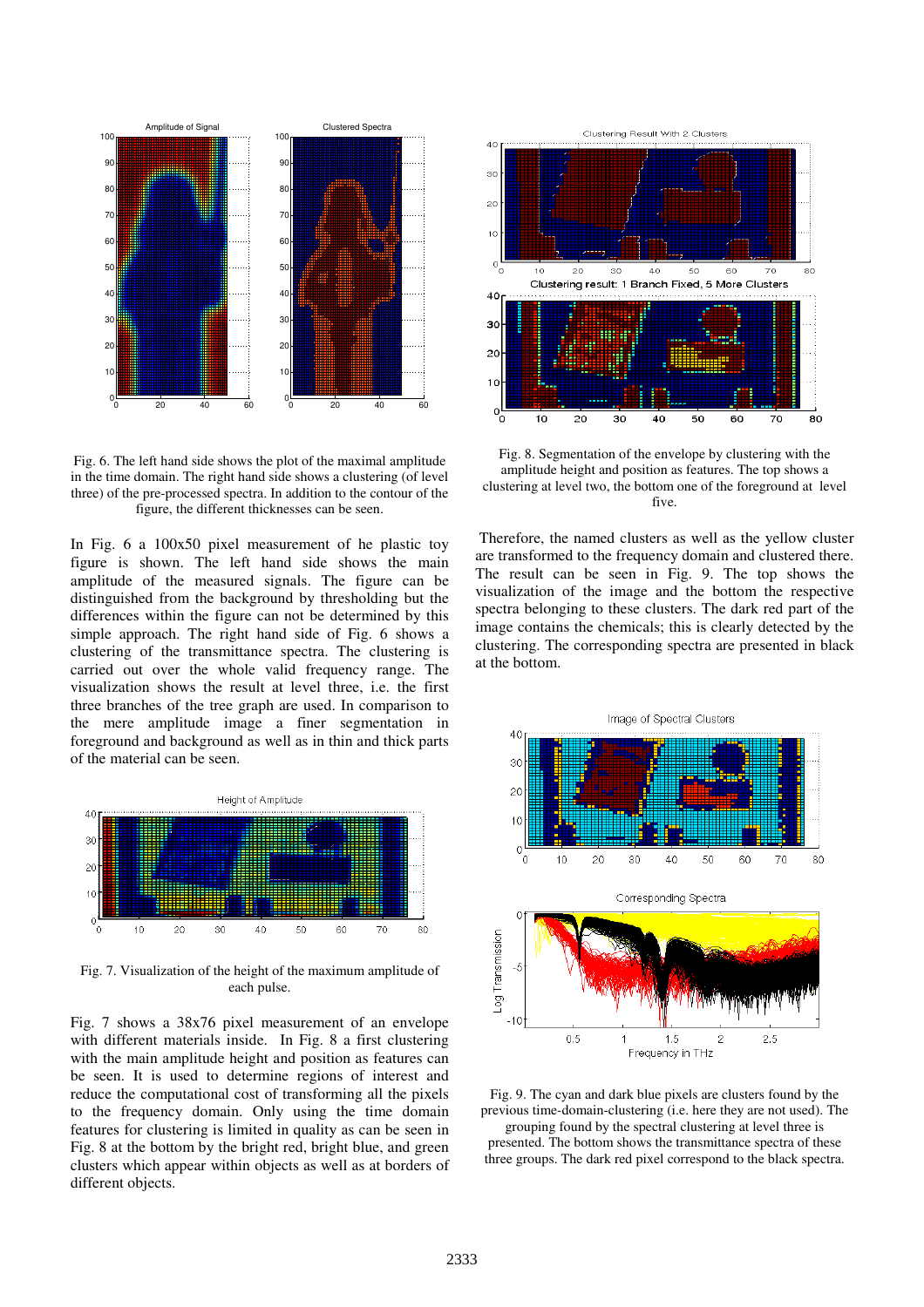Fig. 6. The left hand side shows the plot of the maximal amplitude in the time domain. The right hand side shows a clustering (of level three) of the pre-processed spectra. In addition to the contour of the figure, the different thicknesses can be seen.

In Fig. 6 a 100x50 pixel measurement of he plastic toy figure is shown. The left hand side shows the main amplitude of the measured signals. The figure can be distinguished from the background by thresholding but the differences within the figure can not be determined by this simple approach. The right hand side of Fig. 6 shows a clustering of the transmittance spectra. The clustering is carried out over the whole valid frequency range. The visualization shows the result at level three, i.e. the first three branches of the tree graph are used. In comparison to the mere amplitude image a finer segmentation in foreground and background as well as in thin and thick parts of the material can be seen.

Fig. 7. Visualization of the height of the maximum amplitude of each pulse.

Fig. 7 shows a 38x76 pixel measurement of an envelope with different materials inside. In Fig. 8 a first clustering with the main amplitude height and position as features can be seen. It is used to determine regions of interest and reduce the computational cost of transforming all the pixels to the frequency domain. Only using the time domain features for clustering is limited in quality as can be seen in Fig. 8 at the bottom by the bright red, bright blue, and green clusters which appear within objects as well as at borders of different objects.

Fig. 8. Segmentation of the envelope by clustering with the amplitude height and position as features. The top shows a clustering at level two, the bottom one of the foreground at level five.

Therefore, the named clusters as well as the yellow cluster are transformed to the frequency domain and clustered there. The result can be seen in Fig. 9. The top shows the visualization of the image and the bottom the respective spectra belonging to these clusters. The dark red part of the image contains the chemicals; this is clearly detected by the clustering. The corresponding spectra are presented in black at the bottom.

Fig. 9. The cyan and dark blue pixels are clusters found by the previous time-domain-clustering (i.e. here they are not used). The grouping found by the spectral clustering at level three is presented. The bottom shows the transmittance spectra of these three groups. The dark red pixel correspond to the black spectra.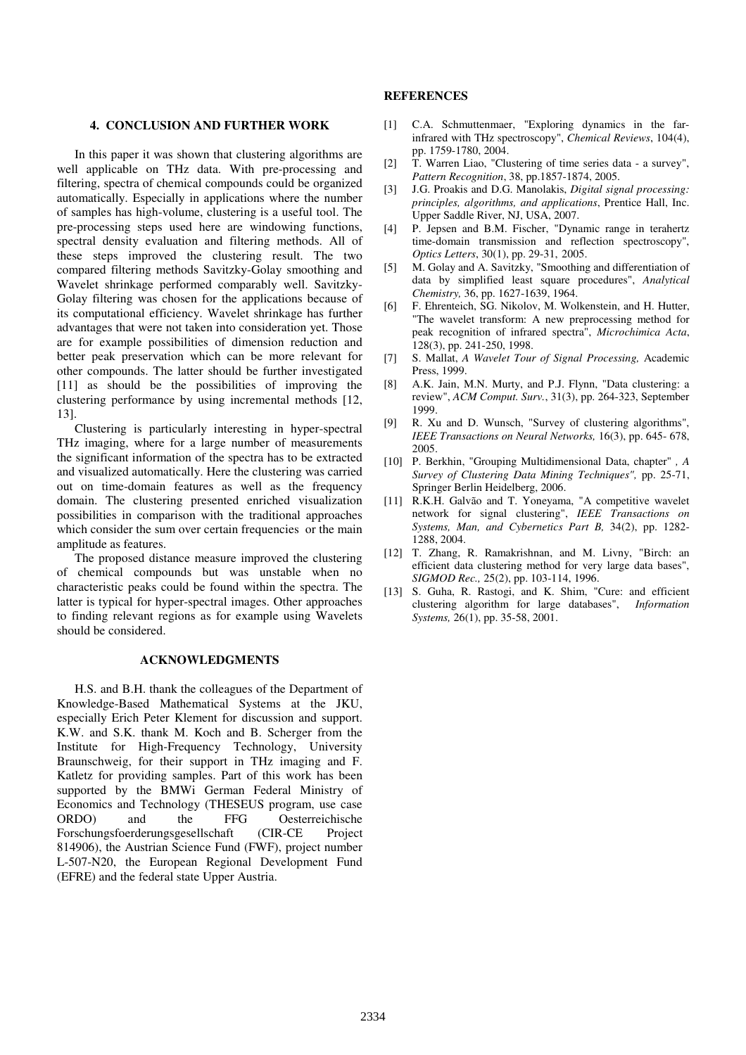## 4. CONCLUSION AND FURTHER WORK

In this paper it was shown that clustering algorithms are well applicable on THz data. With pre-processing and filtering, spectra of chemical compounds could be organized automatically. Especially in applications where the number of samples has high-volume, clustering is a useful tool. The pre-processing steps used here are windowing functions, spectral density evaluation and filtering methods. All of these steps improved the clustering result. The two compared filtering methods Savitzky-Golay smoothing and Wavelet shrinkage performed comparably well. Savitzky-Golay filtering was chosen for the applications because of its computational efficiency. Wavelet shrinkage has further advantages that were not taken into consideration yet. Those are for example possibilities of dimension reduction and better peak preservation which can be more relevant for other compounds. The latter should be further investigated [11] as should be the possibilities of improving the clustering performance by using incremental methods [12, 13].

Clustering is particularly interesting in hyper-spectral THz imaging, where for a large number of measurements the significant information of the spectra has to be extracted and visualized automatically. Here the clustering was carried out on time-domain features as well as the frequency domain. The clustering presented enriched visualization possibilities in comparison with the traditional approaches which consider the sum over certain frequencies or the main amplitude as features.

The proposed distance measure improved the clustering of chemical compounds but was unstable when no characteristic peaks could be found within the spectra. The latter is typical for hyper-spectral images. Other approaches to finding relevant regions as for example using Wavelets should be considered.

## ACKNOWLEDGMENTS

H.S. and B.H. thank the colleagues of the Department of Knowledge-Based Mathematical Systems at the JKU, especially Erich Peter Klement for discussion and support. K.W. and S.K. thank M. Koch and B. Scherger from the Institute for High-Frequency Technology, University Braunschweig, for their support in THz imaging and F. Katletz for providing samples. Part of this work has been supported by the BMWi German Federal Ministry of Economics and Technology (THESEUS program, use case ORDO) and the FFG Oesterreichische Forschungsfoerderungsgesellschaft (CIR-CE Project 814906), the Austrian Science Fund (FWF), project number L-507-N20, the European Regional Development Fund (EFRE) and the federal state Upper Austria.

## REFERENCES

[1] C.A. Schmuttenmaer, "Exploring dynamics in the far-infrared with THz spectroscopy", *Chemical Reviews*, 104(4), pp. 1759-1780, 2004.

[2] T. Warren Liao, "Clustering of time series data - a survey", *Pattern Recognition*, 38, pp.1857-1874, 2005.

[3] J.G. Proakis and D.G. Manolakis, *Digital signal processing: principles, algorithms, and applications*, Prentice Hall, Inc. Upper Saddle River, NJ, USA, 2007.

[4] P. Jepsen and B.M. Fischer, "Dynamic range in terahertz time-domain transmission and reflection spectroscopy", *Optics Letters*, 30(1), pp. 29-31, 2005.

[5] M. Golay and A. Savitzky, "Smoothing and differentiation of data by simplified least square procedures", *Analytical Chemistry,* 36, pp. 1627-1639, 1964.

[6] F. Ehrenteich, SG. Nikolov, M. Wolkenstein, and H. Hutter, "The wavelet transform: A new preprocessing method for peak recognition of infrared spectra", *Microchimica Acta*, 128(3), pp. 241-250, 1998.

[7] S. Mallat, *A Wavelet Tour of Signal Processing,* Academic Press, 1999.

[8] A.K. Jain, M.N. Murty, and P.J. Flynn, "Data clustering: a review", *ACM Comput. Surv.*, 31(3), pp. 264-323, September 1999.

[9] R. Xu and D. Wunsch, "Survey of clustering algorithms", *IEEE Transactions on Neural Networks,* 16(3), pp. 645- 678, 2005.

[10] P. Berkhin, "Grouping Multidimensional Data, chapter" *, A Survey of Clustering Data Mining Techniques",* pp. 25-71, Springer Berlin Heidelberg, 2006.

[11] R.K.H. Galvão and T. Yoneyama, "A competitive wavelet network for signal clustering", *IEEE Transactions on Systems, Man, and Cybernetics Part B,* 34(2), pp. 1282-1288, 2004.

[12] T. Zhang, R. Ramakrishnan, and M. Livny, "Birch: an efficient data clustering method for very large data bases", *SIGMOD Rec.,* 25(2), pp. 103-114, 1996.

[13] S. Guha, R. Rastogi, and K. Shim, "Cure: and efficient clustering algorithm for large databases", *Information Systems,* 26(1), pp. 35-58, 2001.